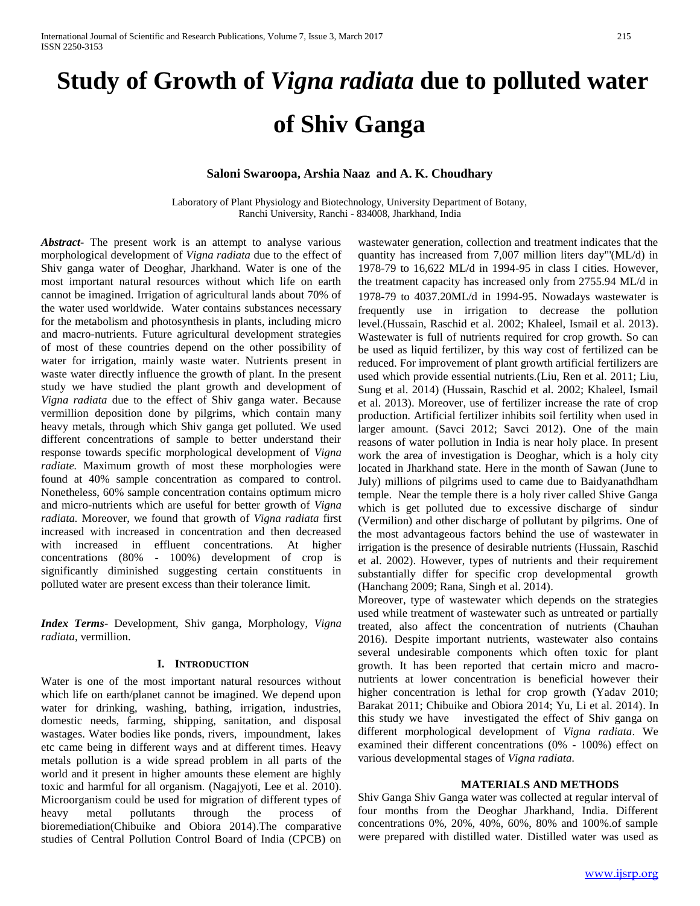# Study of Growth of *Vigna radiata* due to polluted water of Shiv Ganga

**Saloni Swaroopa, Arshia Naaz and A. K. Choudhary**

Laboratory of Plant Physiology and Biotechnology, University Department of Botany, Ranchi University, Ranchi - 834008, Jharkhand, India

***Abstract*****-** The present work is an attempt to analyse various morphological development of *Vigna radiata* due to the effect of Shiv ganga water of Deoghar, Jharkhand. Water is one of the most important natural resources without which life on earth cannot be imagined. Irrigation of agricultural lands about 70% of the water used worldwide. Water contains substances necessary for the metabolism and photosynthesis in plants, including micro and macro-nutrients. Future agricultural development strategies of most of these countries depend on the other possibility of water for irrigation, mainly waste water. Nutrients present in waste water directly influence the growth of plant. In the present study we have studied the plant growth and development of *Vigna radiata* due to the effect of Shiv ganga water. Because vermillion deposition done by pilgrims, which contain many heavy metals, through which Shiv ganga get polluted. We used different concentrations of sample to better understand their response towards specific morphological development of *Vigna radiate.* Maximum growth of most these morphologies were found at 40% sample concentration as compared to control. Nonetheless, 60% sample concentration contains optimum micro and micro-nutrients which are useful for better growth of *Vigna radiata.* Moreover, we found that growth of *Vigna radiata* first increased with increased in concentration and then decreased with increased in effluent concentrations. At higher concentrations (80% - 100%) development of crop is significantly diminished suggesting certain constituents in polluted water are present excess than their tolerance limit.

***Index Terms*****-** Development, Shiv ganga, Morphology, *Vigna radiata*, vermillion.

## I. Introduction

Water is one of the most important natural resources without which life on earth/planet cannot be imagined. We depend upon water for drinking, washing, bathing, irrigation, industries, domestic needs, farming, shipping, sanitation, and disposal wastages. Water bodies like ponds, rivers, impoundment, lakes etc came being in different ways and at different times. Heavy metals pollution is a wide spread problem in all parts of the world and it present in higher amounts these element are highly toxic and harmful for all organism. (Nagajyoti, Lee et al. 2010). Microorganism could be used for migration of different types of heavy metal pollutants through the process of bioremediation(Chibuike and Obiora 2014).The comparative studies of Central Pollution Control Board of India (CPCB) on wastewater generation, collection and treatment indicates that the quantity has increased from 7,007 million liters day"'(ML/d) in 1978-79 to 16,622 ML/d in 1994-95 in class I cities. However, the treatment capacity has increased only from 2755.94 ML/d in 1978-79 to 4037.20ML/d in 1994-95. Nowadays wastewater is frequently use in irrigation to decrease the pollution level.(Hussain, Raschid et al. 2002; Khaleel, Ismail et al. 2013). Wastewater is full of nutrients required for crop growth. So can be used as liquid fertilizer, by this way cost of fertilized can be reduced. For improvement of plant growth artificial fertilizers are used which provide essential nutrients.(Liu, Ren et al. 2011; Liu, Sung et al. 2014) (Hussain, Raschid et al. 2002; Khaleel, Ismail et al. 2013). Moreover, use of fertilizer increase the rate of crop production. Artificial fertilizer inhibits soil fertility when used in larger amount. (Savci 2012; Savci 2012). One of the main reasons of water pollution in India is near holy place. In present work the area of investigation is Deoghar, which is a holy city located in Jharkhand state. Here in the month of Sawan (June to July) millions of pilgrims used to came due to Baidyanathdham temple. Near the temple there is a holy river called Shive Ganga which is get polluted due to excessive discharge of sindur (Vermilion) and other discharge of pollutant by pilgrims. One of the most advantageous factors behind the use of wastewater in irrigation is the presence of desirable nutrients (Hussain, Raschid et al. 2002). However, types of nutrients and their requirement substantially differ for specific crop developmental growth (Hanchang 2009; Rana, Singh et al. 2014).

Moreover, type of wastewater which depends on the strategies used while treatment of wastewater such as untreated or partially treated, also affect the concentration of nutrients (Chauhan 2016). Despite important nutrients, wastewater also contains several undesirable components which often toxic for plant growth. It has been reported that certain micro and macro-nutrients at lower concentration is beneficial however their higher concentration is lethal for crop growth (Yadav 2010; Barakat 2011; Chibuike and Obiora 2014; Yu, Li et al. 2014). In this study we have investigated the effect of Shiv ganga on different morphological development of *Vigna radiata*. We examined their different concentrations (0% - 100%) effect on various developmental stages of *Vigna radiata.*

## Materials and Methods

Shiv Ganga Shiv Ganga water was collected at regular interval of four months from the Deoghar Jharkhand, India. Different concentrations 0%, 20%, 40%, 60%, 80% and 100%.of sample were prepared with distilled water. Distilled water was used as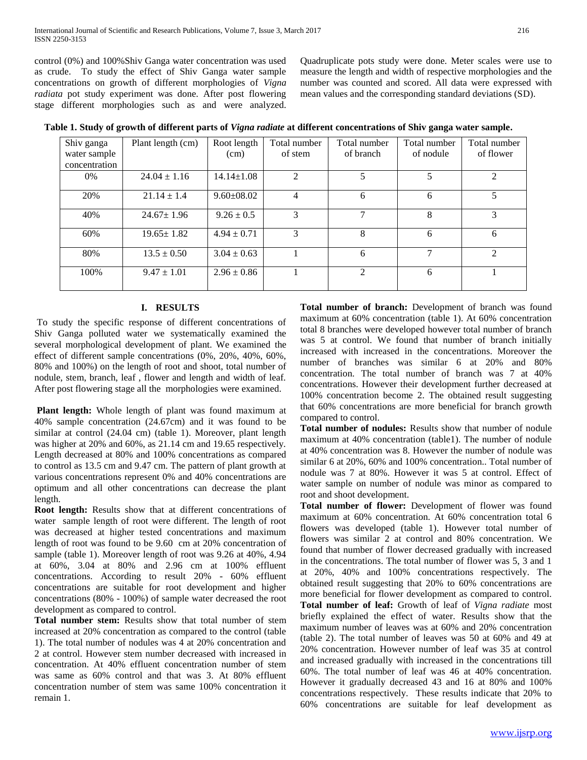control (0%) and 100%Shiv Ganga water concentration was used as crude. To study the effect of Shiv Ganga water sample concentrations on growth of different morphologies of *Vigna radiata* pot study experiment was done. After post flowering stage different morphologies such as and were analyzed. Quadruplicate pots study were done. Meter scales were use to measure the length and width of respective morphologies and the number was counted and scored. All data were expressed with mean values and the corresponding standard deviations (SD).

**Table 1. Study of growth of different parts of *Vigna radiate* at different concentrations of Shiv ganga water sample.**

| Shiv ganga water sample concentration | Plant length (cm) | Root length (cm) | Total number of stem | Total number of branch | Total number of nodule | Total number of flower |
|---|---|---|---|---|---|---|
| 0% | 24.04 ± 1.16 | 14.14±1.08 | 2 | 5 | 5 | 2 |
| 20% | 21.14 ± 1.4 | 9.60±08.02 | 4 | 6 | 6 | 5 |
| 40% | 24.67± 1.96 | 9.26 ± 0.5 | 3 | 7 | 8 | 3 |
| 60% | 19.65± 1.82 | 4.94 ± 0.71 | 3 | 8 | 6 | 6 |
| 80% | 13.5 ± 0.50 | 3.04 ± 0.63 | 1 | 6 | 7 | 2 |
| 100% | 9.47 ± 1.01 | 2.96 ± 0.86 | 1 | 2 | 6 | 1 |

## I. RESULTS

To study the specific response of different concentrations of Shiv Ganga polluted water we systematically examined the several morphological development of plant. We examined the effect of different sample concentrations (0%, 20%, 40%, 60%, 80% and 100%) on the length of root and shoot, total number of nodule, stem, branch, leaf , flower and length and width of leaf. After post flowering stage all the morphologies were examined.

**Plant length:** Whole length of plant was found maximum at 40% sample concentration (24.67cm) and it was found to be similar at control (24.04 cm) (table 1). Moreover, plant length was higher at 20% and 60%, as 21.14 cm and 19.65 respectively. Length decreased at 80% and 100% concentrations as compared to control as 13.5 cm and 9.47 cm. The pattern of plant growth at various concentrations represent 0% and 40% concentrations are optimum and all other concentrations can decrease the plant length.

**Root length:** Results show that at different concentrations of water sample length of root were different. The length of root was decreased at higher tested concentrations and maximum length of root was found to be 9.60 cm at 20% concentration of sample (table 1). Moreover length of root was 9.26 at 40%, 4.94 at 60%, 3.04 at 80% and 2.96 cm at 100% effluent concentrations. According to result 20% - 60% effluent concentrations are suitable for root development and higher concentrations (80% - 100%) of sample water decreased the root development as compared to control.

**Total number stem:** Results show that total number of stem increased at 20% concentration as compared to the control (table 1). The total number of nodules was 4 at 20% concentration and 2 at control. However stem number decreased with increased in concentration. At 40% effluent concentration number of stem was same as 60% control and that was 3. At 80% effluent concentration number of stem was same 100% concentration it remain 1.

**Total number of branch:** Development of branch was found maximum at 60% concentration (table 1). At 60% concentration total 8 branches were developed however total number of branch was 5 at control. We found that number of branch initially increased with increased in the concentrations. Moreover the number of branches was similar 6 at 20% and 80% concentration. The total number of branch was 7 at 40% concentrations. However their development further decreased at 100% concentration become 2. The obtained result suggesting that 60% concentrations are more beneficial for branch growth compared to control.

**Total number of nodules:** Results show that number of nodule maximum at 40% concentration (table1). The number of nodule at 40% concentration was 8. However the number of nodule was similar 6 at 20%, 60% and 100% concentration.. Total number of nodule was 7 at 80%. However it was 5 at control. Effect of water sample on number of nodule was minor as compared to root and shoot development.

**Total number of flower:** Development of flower was found maximum at 60% concentration. At 60% concentration total 6 flowers was developed (table 1). However total number of flowers was similar 2 at control and 80% concentration. We found that number of flower decreased gradually with increased in the concentrations. The total number of flower was 5, 3 and 1 at 20%, 40% and 100% concentrations respectively. The obtained result suggesting that 20% to 60% concentrations are more beneficial for flower development as compared to control.

**Total number of leaf:** Growth of leaf of *Vigna radiate* most briefly explained the effect of water. Results show that the maximum number of leaves was at 60% and 20% concentration (table 2). The total number of leaves was 50 at 60% and 49 at 20% concentration. However number of leaf was 35 at control and increased gradually with increased in the concentrations till 60%. The total number of leaf was 46 at 40% concentration. However it gradually decreased 43 and 16 at 80% and 100% concentrations respectively. These results indicate that 20% to 60% concentrations are suitable for leaf development as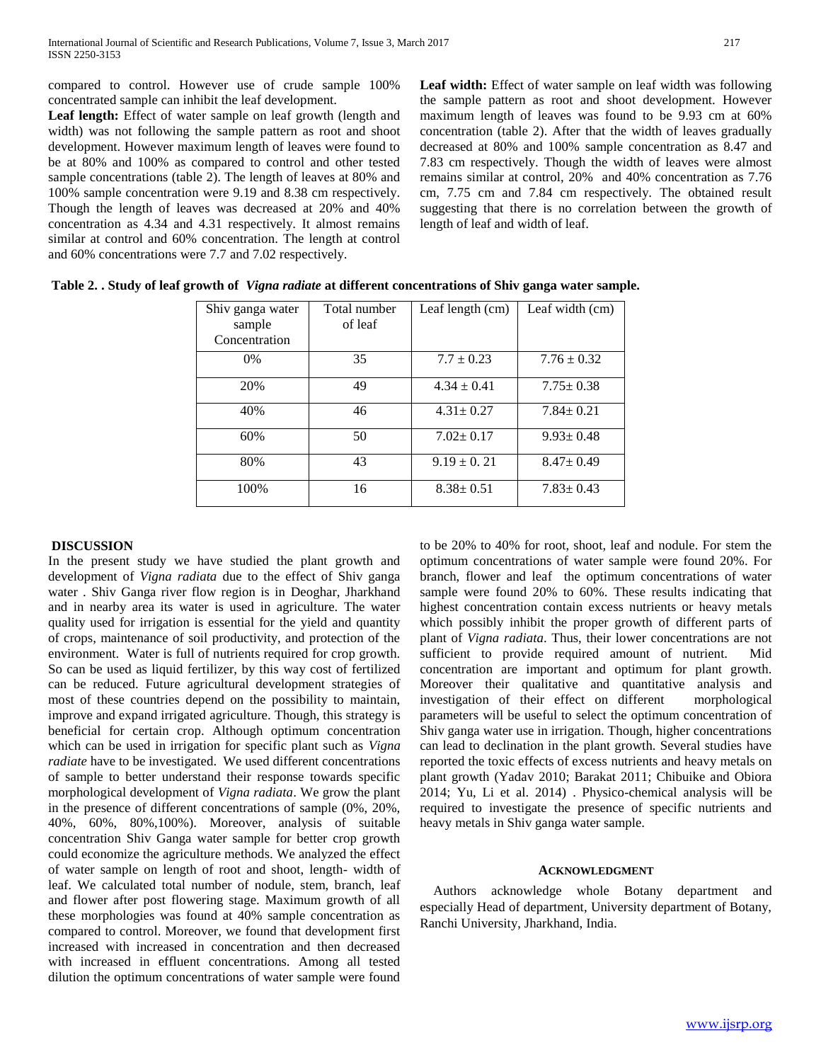compared to control. However use of crude sample 100% concentrated sample can inhibit the leaf development.

**Leaf length:** Effect of water sample on leaf growth (length and width) was not following the sample pattern as root and shoot development. However maximum length of leaves were found to be at 80% and 100% as compared to control and other tested sample concentrations (table 2). The length of leaves at 80% and 100% sample concentration were 9.19 and 8.38 cm respectively. Though the length of leaves was decreased at 20% and 40% concentration as 4.34 and 4.31 respectively. It almost remains similar at control and 60% concentration. The length at control and 60% concentrations were 7.7 and 7.02 respectively.

**Leaf width:** Effect of water sample on leaf width was following the sample pattern as root and shoot development. However maximum length of leaves was found to be 9.93 cm at 60% concentration (table 2). After that the width of leaves gradually decreased at 80% and 100% sample concentration as 8.47 and 7.83 cm respectively. Though the width of leaves were almost remains similar at control, 20% and 40% concentration as 7.76 cm, 7.75 cm and 7.84 cm respectively. The obtained result suggesting that there is no correlation between the growth of length of leaf and width of leaf.

**Table 2. . Study of leaf growth of *Vigna radiate* at different concentrations of Shiv ganga water sample.**

| Shiv ganga water sample Concentration | Total number of leaf | Leaf length (cm) | Leaf width (cm) |
|---|---|---|---|
| 0% | 35 | 7.7 ± 0.23 | 7.76 ± 0.32 |
| 20% | 49 | 4.34 ± 0.41 | 7.75± 0.38 |
| 40% | 46 | 4.31± 0.27 | 7.84± 0.21 |
| 60% | 50 | 7.02± 0.17 | 9.93± 0.48 |
| 80% | 43 | 9.19 ± 0. 21 | 8.47± 0.49 |
| 100% | 16 | 8.38± 0.51 | 7.83± 0.43 |

## DISCUSSION

In the present study we have studied the plant growth and development of *Vigna radiata* due to the effect of Shiv ganga water . Shiv Ganga river flow region is in Deoghar, Jharkhand and in nearby area its water is used in agriculture. The water quality used for irrigation is essential for the yield and quantity of crops, maintenance of soil productivity, and protection of the environment. Water is full of nutrients required for crop growth. So can be used as liquid fertilizer, by this way cost of fertilized can be reduced. Future agricultural development strategies of most of these countries depend on the possibility to maintain, improve and expand irrigated agriculture. Though, this strategy is beneficial for certain crop. Although optimum concentration which can be used in irrigation for specific plant such as *Vigna radiate* have to be investigated. We used different concentrations of sample to better understand their response towards specific morphological development of *Vigna radiata*. We grow the plant in the presence of different concentrations of sample (0%, 20%, 40%, 60%, 80%,100%). Moreover, analysis of suitable concentration Shiv Ganga water sample for better crop growth could economize the agriculture methods. We analyzed the effect of water sample on length of root and shoot, length- width of leaf. We calculated total number of nodule, stem, branch, leaf and flower after post flowering stage. Maximum growth of all these morphologies was found at 40% sample concentration as compared to control. Moreover, we found that development first increased with increased in concentration and then decreased with increased in effluent concentrations. Among all tested dilution the optimum concentrations of water sample were found to be 20% to 40% for root, shoot, leaf and nodule. For stem the optimum concentrations of water sample were found 20%. For branch, flower and leaf the optimum concentrations of water sample were found 20% to 60%. These results indicating that highest concentration contain excess nutrients or heavy metals which possibly inhibit the proper growth of different parts of plant of *Vigna radiata*. Thus, their lower concentrations are not sufficient to provide required amount of nutrient. Mid concentration are important and optimum for plant growth. Moreover their qualitative and quantitative analysis and investigation of their effect on different morphological parameters will be useful to select the optimum concentration of Shiv ganga water use in irrigation. Though, higher concentrations can lead to declination in the plant growth. Several studies have reported the toxic effects of excess nutrients and heavy metals on plant growth (Yadav 2010; Barakat 2011; Chibuike and Obiora 2014; Yu, Li et al. 2014) . Physico-chemical analysis will be required to investigate the presence of specific nutrients and heavy metals in Shiv ganga water sample.

## ACKNOWLEDGMENT

Authors acknowledge whole Botany department and especially Head of department, University department of Botany, Ranchi University, Jharkhand, India.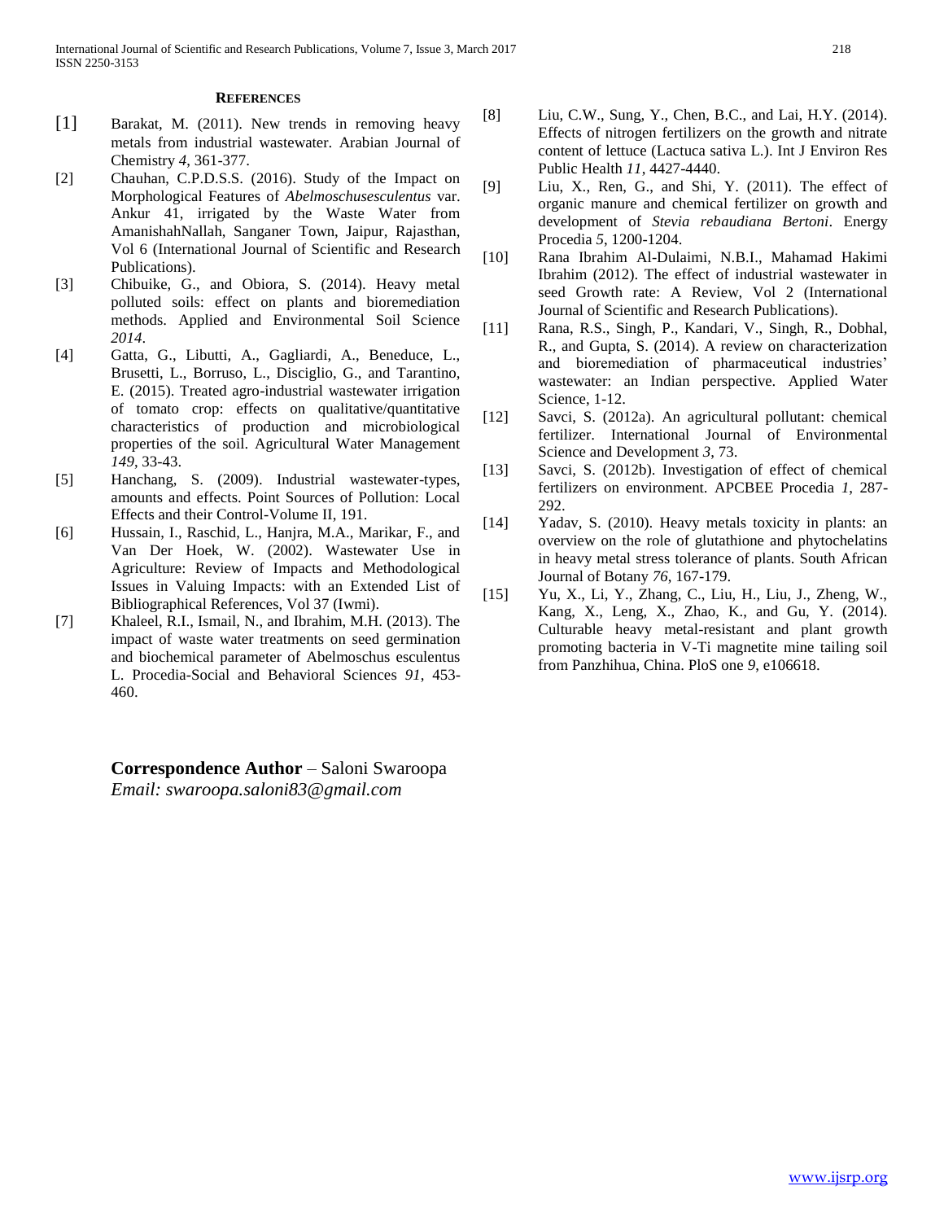## REFERENCES

[1] Barakat, M. (2011). New trends in removing heavy metals from industrial wastewater. Arabian Journal of Chemistry *4*, 361-377.

[2] Chauhan, C.P.D.S.S. (2016). Study of the Impact on Morphological Features of *Abelmoschusesculentus* var. Ankur 41, irrigated by the Waste Water from AmanishahNallah, Sanganer Town, Jaipur, Rajasthan, Vol 6 (International Journal of Scientific and Research Publications).

[3] Chibuike, G., and Obiora, S. (2014). Heavy metal polluted soils: effect on plants and bioremediation methods. Applied and Environmental Soil Science *2014*.

[4] Gatta, G., Libutti, A., Gagliardi, A., Beneduce, L., Brusetti, L., Borruso, L., Disciglio, G., and Tarantino, E. (2015). Treated agro-industrial wastewater irrigation of tomato crop: effects on qualitative/quantitative characteristics of production and microbiological properties of the soil. Agricultural Water Management *149*, 33-43.

[5] Hanchang, S. (2009). Industrial wastewater-types, amounts and effects. Point Sources of Pollution: Local Effects and their Control-Volume II, 191.

[6] Hussain, I., Raschid, L., Hanjra, M.A., Marikar, F., and Van Der Hoek, W. (2002). Wastewater Use in Agriculture: Review of Impacts and Methodological Issues in Valuing Impacts: with an Extended List of Bibliographical References, Vol 37 (Iwmi).

[7] Khaleel, R.I., Ismail, N., and Ibrahim, M.H. (2013). The impact of waste water treatments on seed germination and biochemical parameter of Abelmoschus esculentus L. Procedia-Social and Behavioral Sciences *91*, 453-460.

[8] Liu, C.W., Sung, Y., Chen, B.C., and Lai, H.Y. (2014). Effects of nitrogen fertilizers on the growth and nitrate content of lettuce (Lactuca sativa L.). Int J Environ Res Public Health *11*, 4427-4440.

[9] Liu, X., Ren, G., and Shi, Y. (2011). The effect of organic manure and chemical fertilizer on growth and development of *Stevia rebaudiana Bertoni*. Energy Procedia *5*, 1200-1204.

[10] Rana Ibrahim Al-Dulaimi, N.B.I., Mahamad Hakimi Ibrahim (2012). The effect of industrial wastewater in seed Growth rate: A Review, Vol 2 (International Journal of Scientific and Research Publications).

[11] Rana, R.S., Singh, P., Kandari, V., Singh, R., Dobhal, R., and Gupta, S. (2014). A review on characterization and bioremediation of pharmaceutical industries' wastewater: an Indian perspective. Applied Water Science, 1-12.

[12] Savci, S. (2012a). An agricultural pollutant: chemical fertilizer. International Journal of Environmental Science and Development *3*, 73.

[13] Savci, S. (2012b). Investigation of effect of chemical fertilizers on environment. APCBEE Procedia *1*, 287-292.

[14] Yadav, S. (2010). Heavy metals toxicity in plants: an overview on the role of glutathione and phytochelatins in heavy metal stress tolerance of plants. South African Journal of Botany *76*, 167-179.

[15] Yu, X., Li, Y., Zhang, C., Liu, H., Liu, J., Zheng, W., Kang, X., Leng, X., Zhao, K., and Gu, Y. (2014). Culturable heavy metal-resistant and plant growth promoting bacteria in V-Ti magnetite mine tailing soil from Panzhihua, China. PloS one *9*, e106618.

**Correspondence Author** – Saloni Swaroopa
*Email: swaroopa.saloni83@gmail.com*